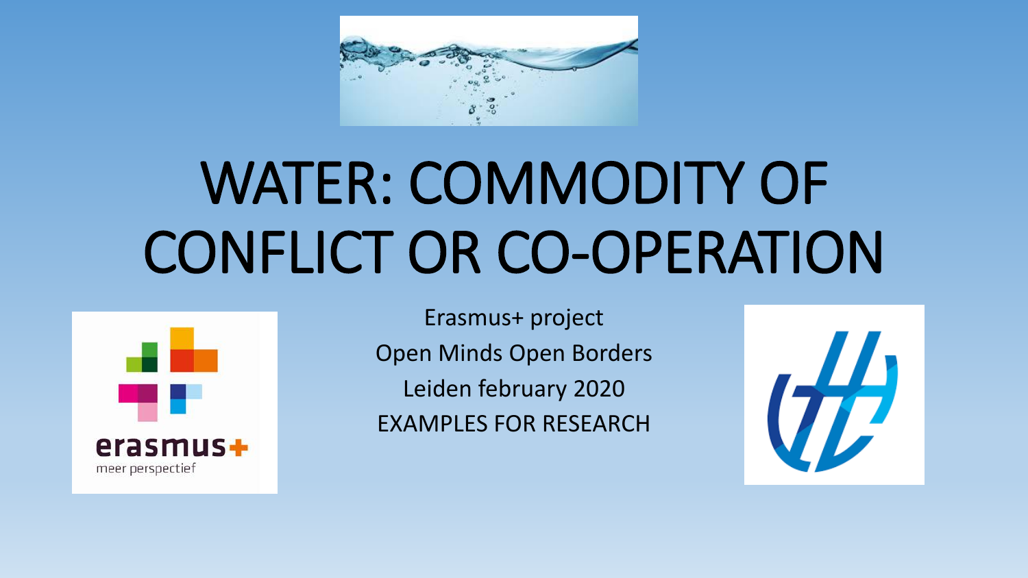# WATER: COMMODITY OF CONFLICT OR CO-OPERATION

Erasmus+ project

Open Minds Open Borders

Leiden february 2020

EXAMPLES FOR RESEARCH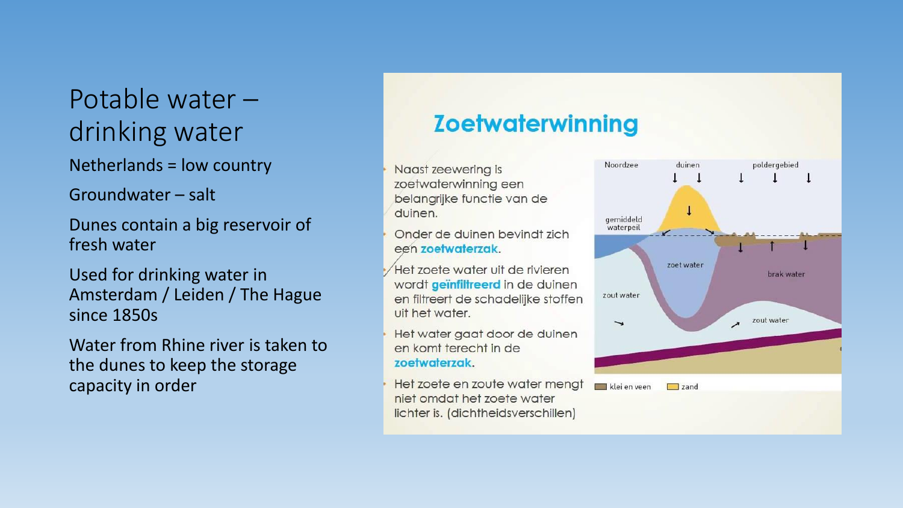# Potable water – drinking water

Netherlands = low country

Groundwater – salt

Dunes contain a big reservoir of fresh water

Used for drinking water in Amsterdam / Leiden / The Hague since 1850s

Water from Rhine river is taken to the dunes to keep the storage capacity in order

## Zoetwaterwinning

- Naast zeewering is zoetwaterwinning een belangrijke functie van de duinen.
- Onder de duinen bevindt zich een **zoetwaterzak**.
- Het zoete water uit de rivieren wordt **geïnfiltreerd** in de duinen en filtreert de schadelijke stoffen uit het water.
- Het water gaat door de duinen en komt terecht in de **zoetwaterzak**.
- Het zoete en zoute water mengt niet omdat het zoete water lichter is. (dichtheidsverschillen)

Noordzee | duinen | poldergebied | gemiddeld waterpeil | zoet water | brak water | zout water | zout water | klei en veen | zand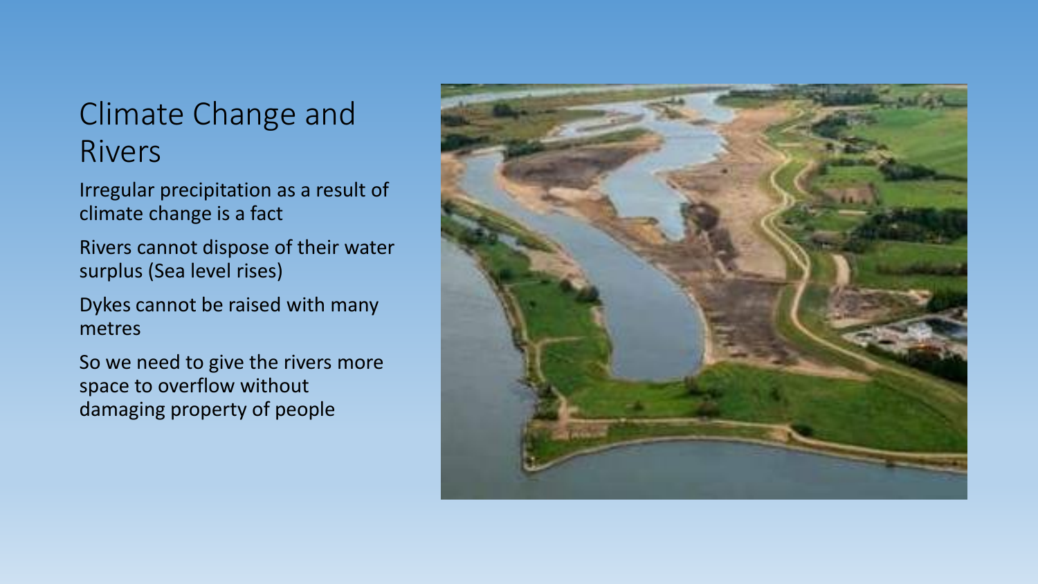# Climate Change and Rivers

Irregular precipitation as a result of climate change is a fact

Rivers cannot dispose of their water surplus (Sea level rises)

Dykes cannot be raised with many metres

So we need to give the rivers more space to overflow without damaging property of people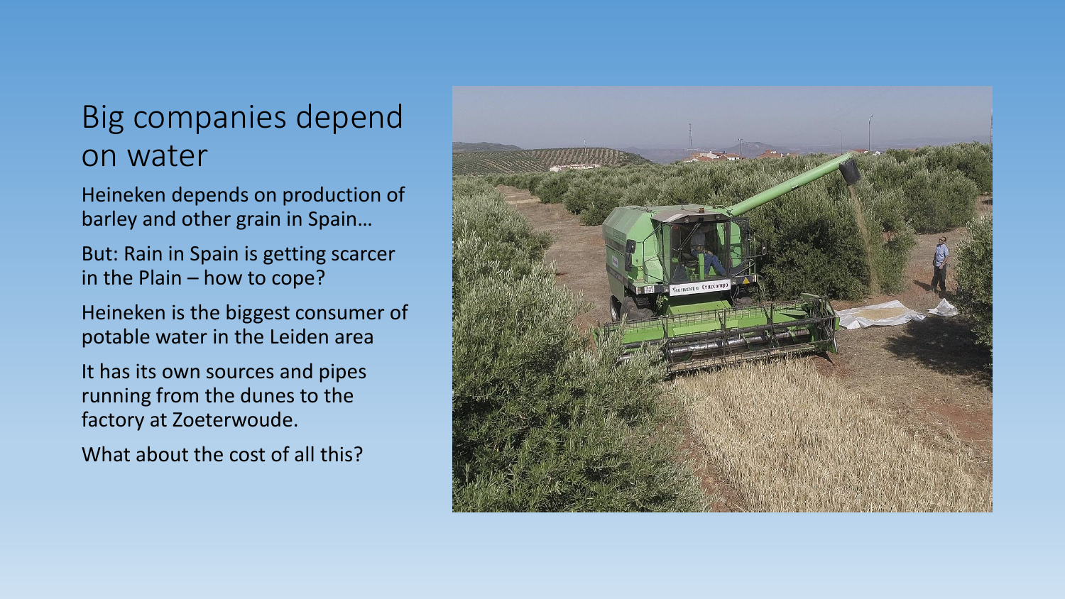# Big companies depend on water

Heineken depends on production of barley and other grain in Spain…

But: Rain in Spain is getting scarcer in the Plain – how to cope?

Heineken is the biggest consumer of potable water in the Leiden area

It has its own sources and pipes running from the dunes to the factory at Zoeterwoude.

What about the cost of all this?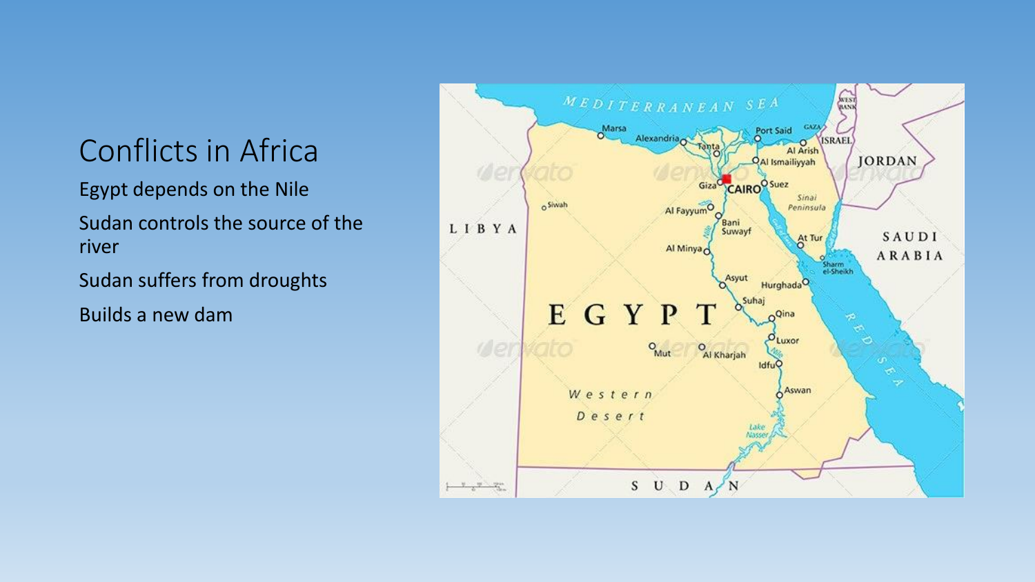# Conflicts in Africa

Egypt depends on the Nile

Sudan controls the source of the river

Sudan suffers from droughts

Builds a new dam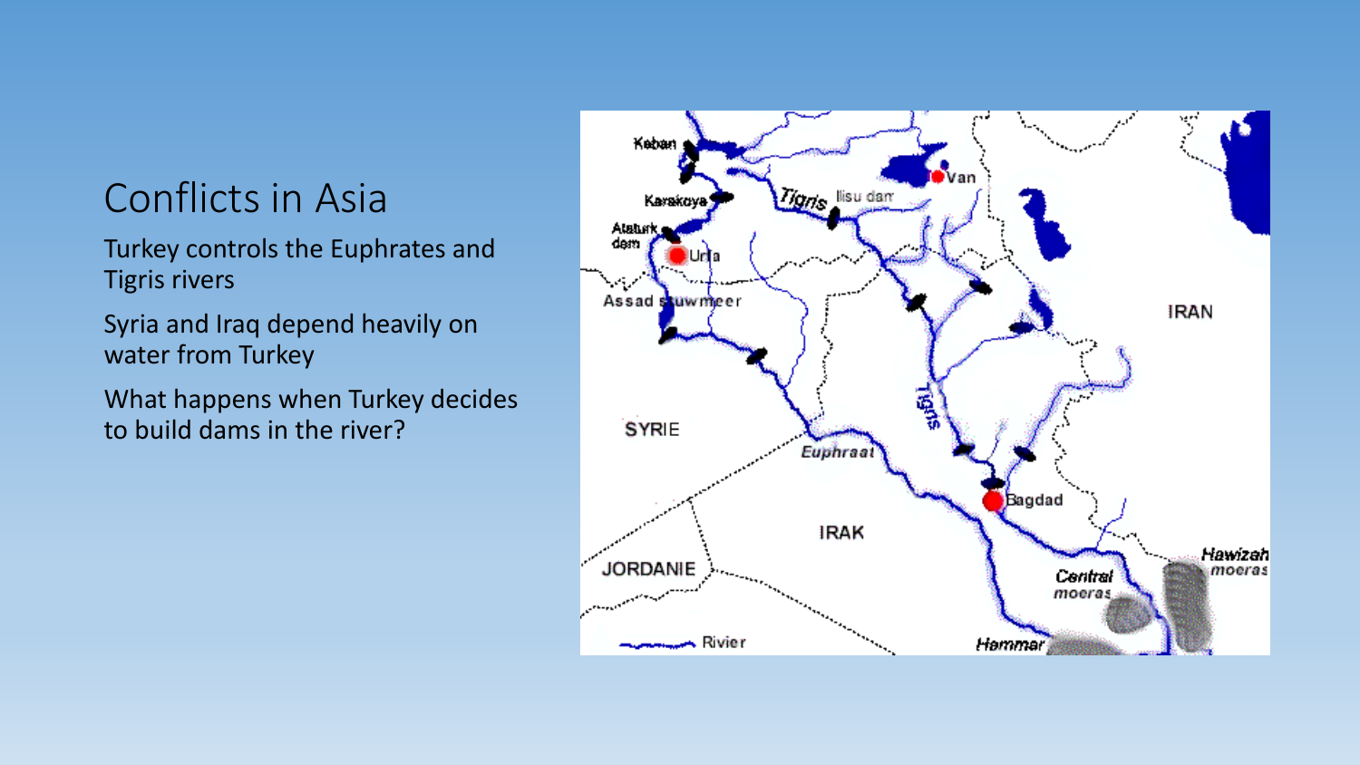# Conflicts in Asia

Turkey controls the Euphrates and Tigris rivers

Syria and Iraq depend heavily on water from Turkey

What happens when Turkey decides to build dams in the river?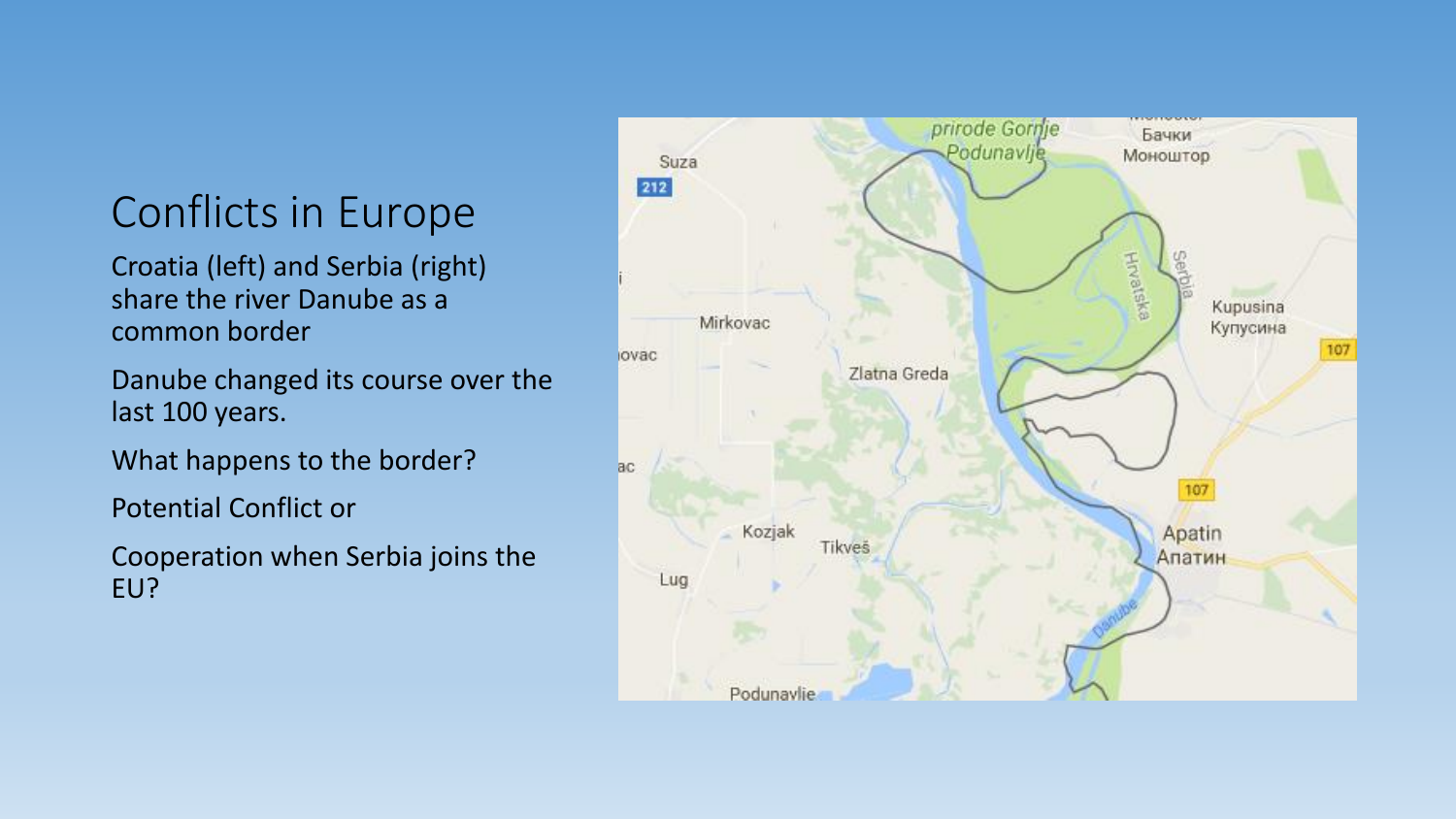# Conflicts in Europe

Croatia (left) and Serbia (right) share the river Danube as a common border

Danube changed its course over the last 100 years.

What happens to the border?

Potential Conflict or

Cooperation when Serbia joins the EU?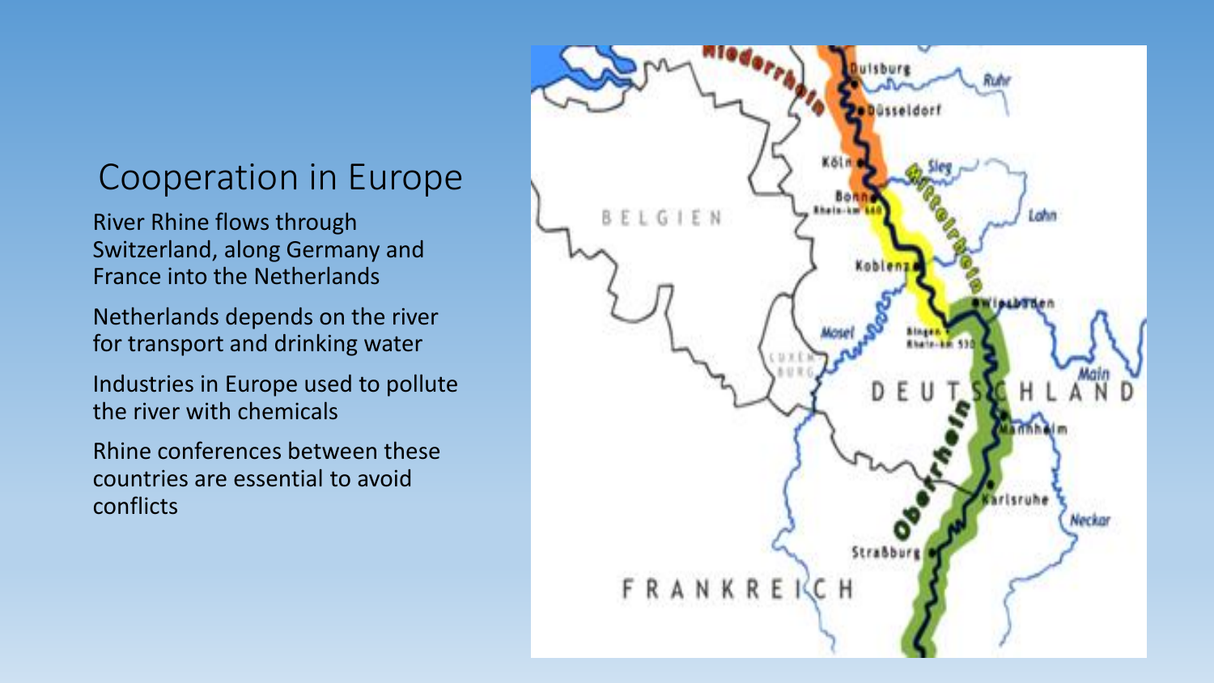# Cooperation in Europe

River Rhine flows through Switzerland, along Germany and France into the Netherlands

Netherlands depends on the river for transport and drinking water

Industries in Europe used to pollute the river with chemicals

Rhine conferences between these countries are essential to avoid conflicts

Niederrhein

Duisburg

Ruhr

Düsseldorf

Köln

Sieg

Mittelrhein

Bonn

Rhein-km 640

BELGIEN

Lahn

Koblenz

Wiesbaden

Mosel

Bingen
Rhein-km 530

LUXEMBURG

Main

DEUTSCHLAND

Mannheim

Oberrhein

Karlsruhe

Neckar

Straßburg

FRANKREICH